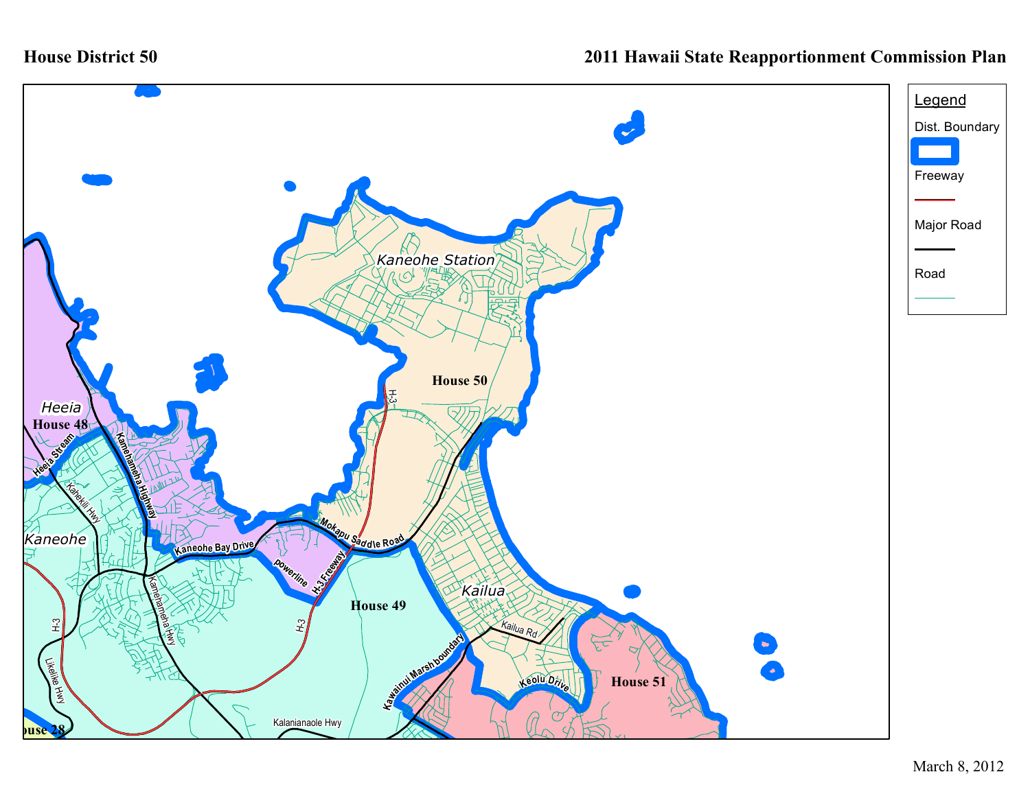# House District 50

## 2011 Hawaii State Reapportionment Commission Plan

**Legend**

- Dist. Boundary
- Freeway
- Major Road
- Road

Kaneohe Station

House 50

Heeia

House 48

Kaneohe

House 49

Kailua

House 51

House 28

Heeia Stream

Kahekili Hwy

Kamehameha Highway

Kaneohe Bay Drive

Mokapu Saddle Road

powerline

H-3 Freeway

H-3

Kamehameha Hwy

Likelike Hwy

Kalanianaole Hwy

Kawainui Marsh boundary

Kailua Rd

Keolu Drive

March 8, 2012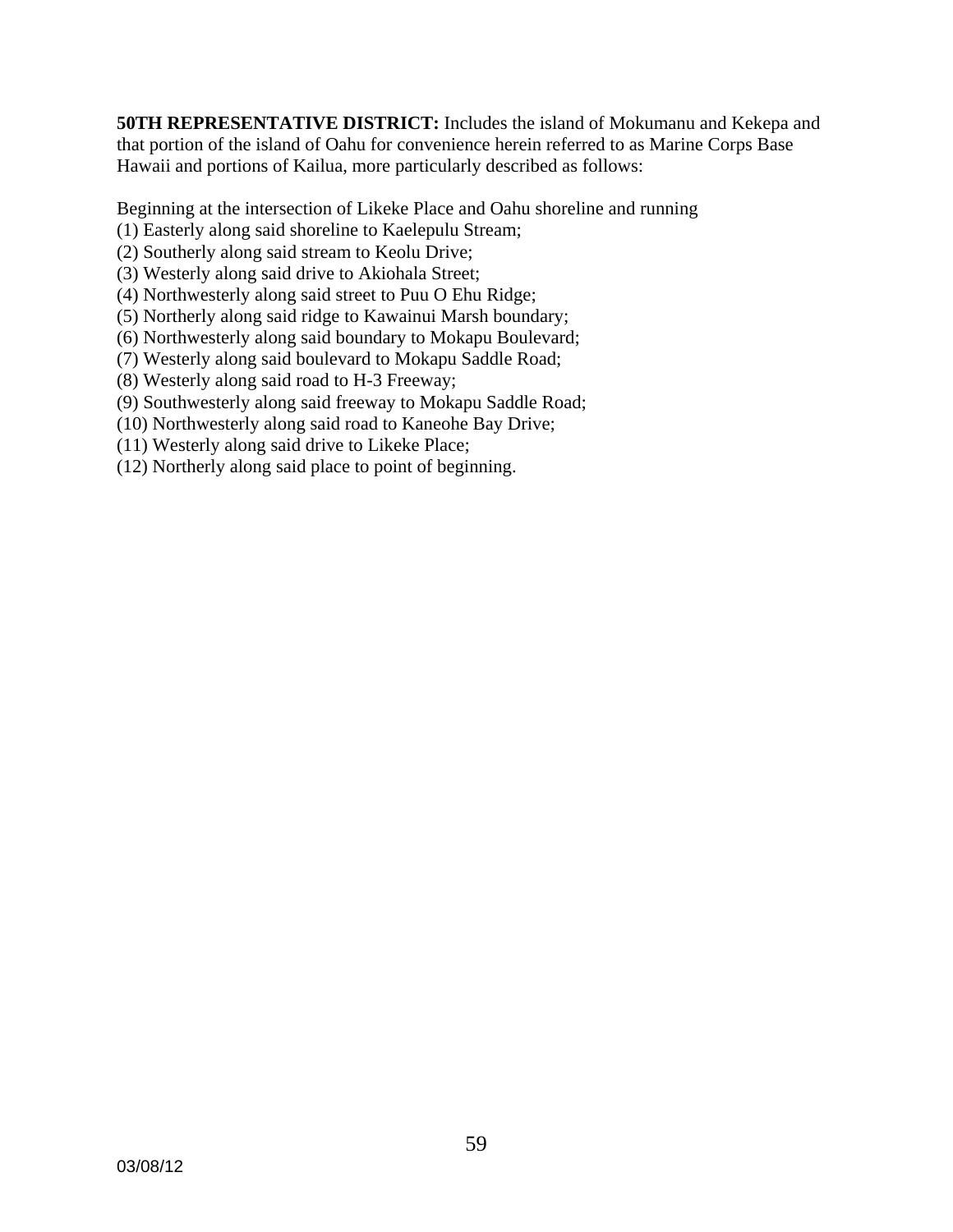**50TH REPRESENTATIVE DISTRICT:** Includes the island of Mokumanu and Kekepa and that portion of the island of Oahu for convenience herein referred to as Marine Corps Base Hawaii and portions of Kailua, more particularly described as follows:

Beginning at the intersection of Likeke Place and Oahu shoreline and running
(1) Easterly along said shoreline to Kaelepulu Stream;
(2) Southerly along said stream to Keolu Drive;
(3) Westerly along said drive to Akiohala Street;
(4) Northwesterly along said street to Puu O Ehu Ridge;
(5) Northerly along said ridge to Kawainui Marsh boundary;
(6) Northwesterly along said boundary to Mokapu Boulevard;
(7) Westerly along said boulevard to Mokapu Saddle Road;
(8) Westerly along said road to H-3 Freeway;
(9) Southwesterly along said freeway to Mokapu Saddle Road;
(10) Northwesterly along said road to Kaneohe Bay Drive;
(11) Westerly along said drive to Likeke Place;
(12) Northerly along said place to point of beginning.

03/08/12